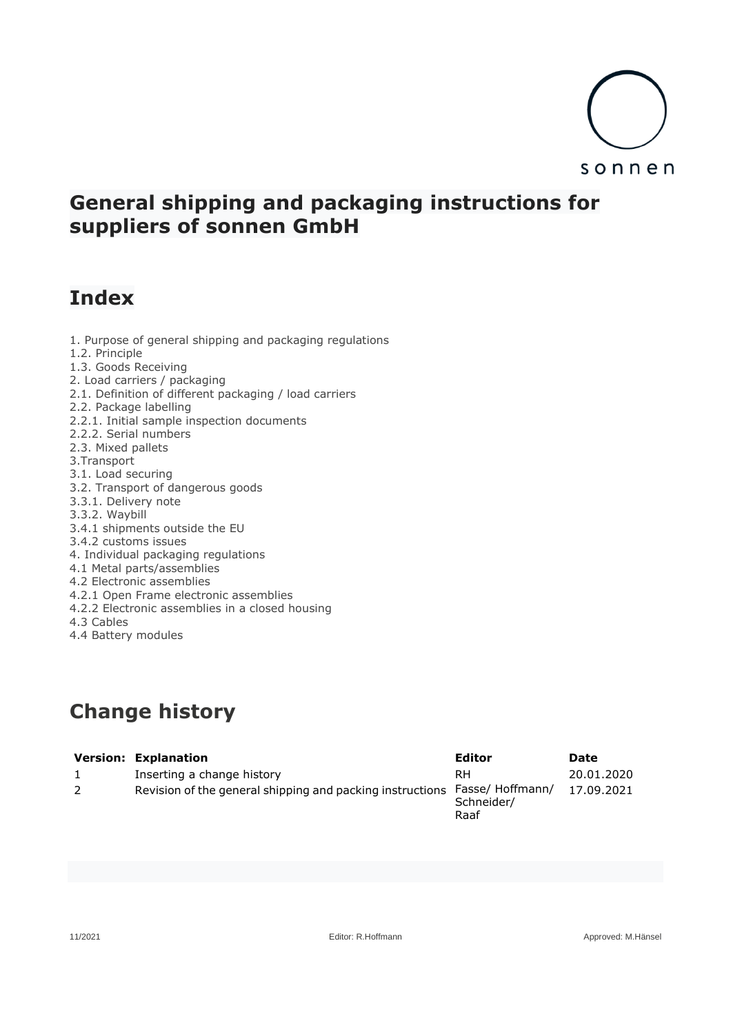sonnen

# General shipping and packaging instructions for suppliers of sonnen GmbH

## Index

1. Purpose of general shipping and packaging regulations
1.2. Principle
1.3. Goods Receiving
2. Load carriers / packaging
2.1. Definition of different packaging / load carriers
2.2. Package labelling
2.2.1. Initial sample inspection documents
2.2.2. Serial numbers
2.3. Mixed pallets
3.Transport
3.1. Load securing
3.2. Transport of dangerous goods
3.3.1. Delivery note
3.3.2. Waybill
3.4.1 shipments outside the EU
3.4.2 customs issues
4. Individual packaging regulations
4.1 Metal parts/assemblies
4.2 Electronic assemblies
4.2.1 Open Frame electronic assemblies
4.2.2 Electronic assemblies in a closed housing
4.3 Cables
4.4 Battery modules

## Change history

| Version: | Explanation | Editor | Date |
|---|---|---|---|
| 1 | Inserting a change history | RH | 20.01.2020 |
| 2 | Revision of the general shipping and packing instructions | Fasse/ Hoffmann/ Schneider/ Raaf | 17.09.2021 |

11/2021 Editor: R.Hoffmann Approved: M.Hänsel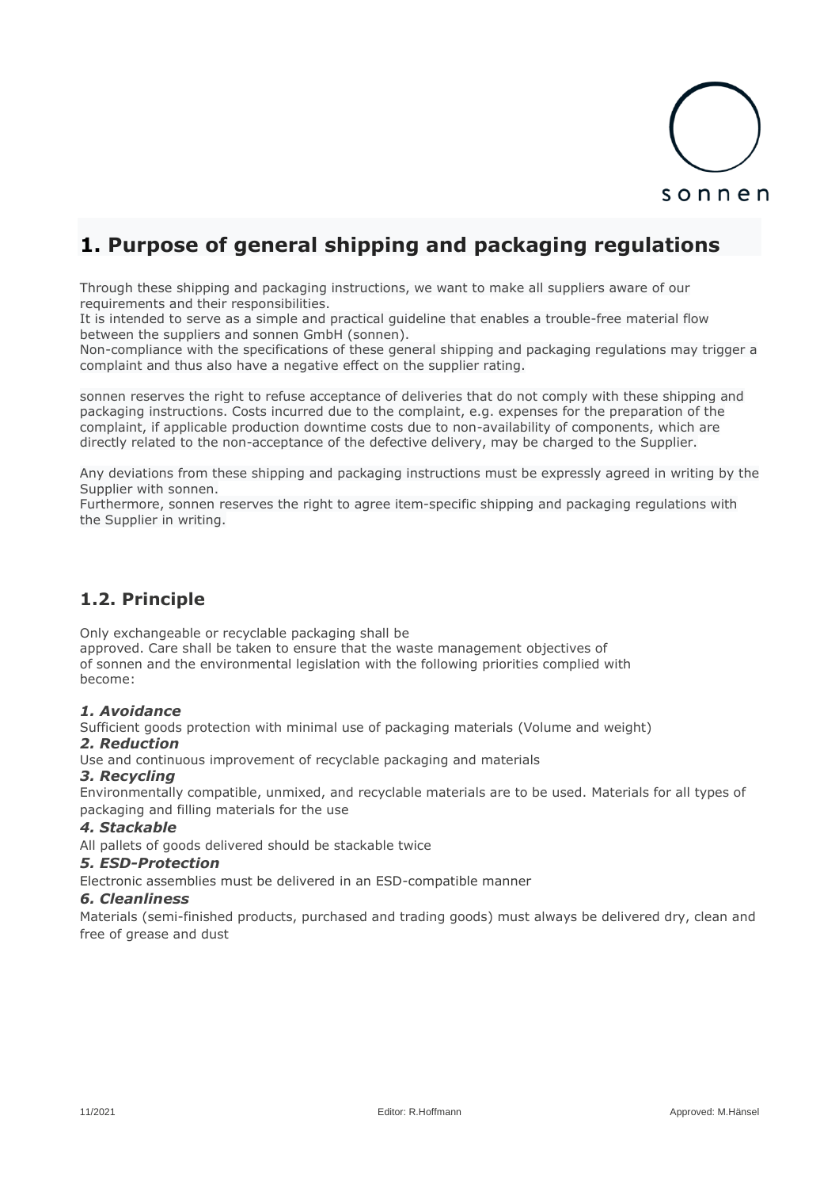# 1. Purpose of general shipping and packaging regulations

Through these shipping and packaging instructions, we want to make all suppliers aware of our requirements and their responsibilities.
It is intended to serve as a simple and practical guideline that enables a trouble-free material flow between the suppliers and sonnen GmbH (sonnen).
Non-compliance with the specifications of these general shipping and packaging regulations may trigger a complaint and thus also have a negative effect on the supplier rating.

sonnen reserves the right to refuse acceptance of deliveries that do not comply with these shipping and packaging instructions. Costs incurred due to the complaint, e.g. expenses for the preparation of the complaint, if applicable production downtime costs due to non-availability of components, which are directly related to the non-acceptance of the defective delivery, may be charged to the Supplier.

Any deviations from these shipping and packaging instructions must be expressly agreed in writing by the Supplier with sonnen.
Furthermore, sonnen reserves the right to agree item-specific shipping and packaging regulations with the Supplier in writing.

## 1.2. Principle

Only exchangeable or recyclable packaging shall be approved. Care shall be taken to ensure that the waste management objectives of of sonnen and the environmental legislation with the following priorities complied with become:

***1. Avoidance***

Sufficient goods protection with minimal use of packaging materials (Volume and weight)

***2. Reduction***

Use and continuous improvement of recyclable packaging and materials

***3. Recycling***

Environmentally compatible, unmixed, and recyclable materials are to be used. Materials for all types of packaging and filling materials for the use

***4. Stackable***

All pallets of goods delivered should be stackable twice

***5. ESD-Protection***

Electronic assemblies must be delivered in an ESD-compatible manner

***6. Cleanliness***

Materials (semi-finished products, purchased and trading goods) must always be delivered dry, clean and free of grease and dust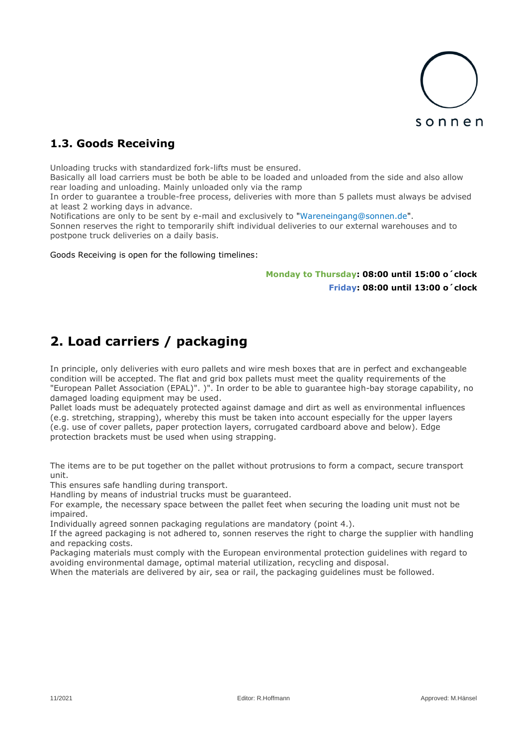## 1.3. Goods Receiving

Unloading trucks with standardized fork-lifts must be ensured.
Basically all load carriers must be both be able to be loaded and unloaded from the side and also allow rear loading and unloading. Mainly unloaded only via the ramp
In order to guarantee a trouble-free process, deliveries with more than 5 pallets must always be advised at least 2 working days in advance.
Notifications are only to be sent by e-mail and exclusively to "Wareneingang@sonnen.de".
Sonnen reserves the right to temporarily shift individual deliveries to our external warehouses and to postpone truck deliveries on a daily basis.

Goods Receiving is open for the following timelines:

**Monday to Thursday: 08:00 until 15:00 o´clock**
**Friday: 08:00 until 13:00 o´clock**

# 2. Load carriers / packaging

In principle, only deliveries with euro pallets and wire mesh boxes that are in perfect and exchangeable condition will be accepted. The flat and grid box pallets must meet the quality requirements of the "European Pallet Association (EPAL)". )". In order to be able to guarantee high-bay storage capability, no damaged loading equipment may be used.
Pallet loads must be adequately protected against damage and dirt as well as environmental influences (e.g. stretching, strapping), whereby this must be taken into account especially for the upper layers (e.g. use of cover pallets, paper protection layers, corrugated cardboard above and below). Edge protection brackets must be used when using strapping.

The items are to be put together on the pallet without protrusions to form a compact, secure transport unit.
This ensures safe handling during transport.
Handling by means of industrial trucks must be guaranteed.
For example, the necessary space between the pallet feet when securing the loading unit must not be impaired.
Individually agreed sonnen packaging regulations are mandatory (point 4.).
If the agreed packaging is not adhered to, sonnen reserves the right to charge the supplier with handling and repacking costs.
Packaging materials must comply with the European environmental protection guidelines with regard to avoiding environmental damage, optimal material utilization, recycling and disposal.
When the materials are delivered by air, sea or rail, the packaging guidelines must be followed.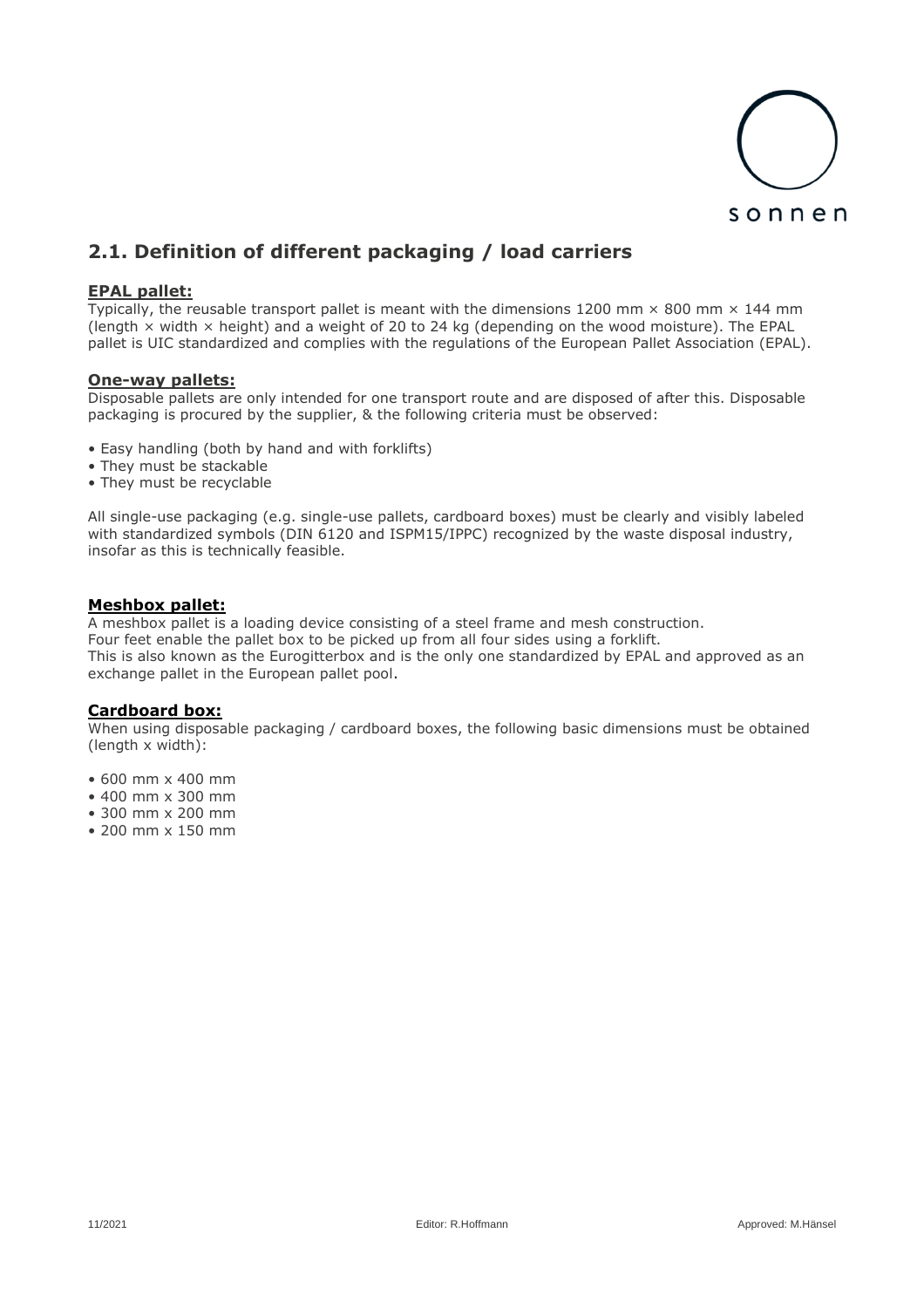## 2.1. Definition of different packaging / load carriers

**EPAL pallet:**

Typically, the reusable transport pallet is meant with the dimensions 1200 mm × 800 mm × 144 mm (length × width × height) and a weight of 20 to 24 kg (depending on the wood moisture). The EPAL pallet is UIC standardized and complies with the regulations of the European Pallet Association (EPAL).

**One-way pallets:**

Disposable pallets are only intended for one transport route and are disposed of after this. Disposable packaging is procured by the supplier, & the following criteria must be observed:

- Easy handling (both by hand and with forklifts)
- They must be stackable
- They must be recyclable

All single-use packaging (e.g. single-use pallets, cardboard boxes) must be clearly and visibly labeled with standardized symbols (DIN 6120 and ISPM15/IPPC) recognized by the waste disposal industry, insofar as this is technically feasible.

**Meshbox pallet:**

A meshbox pallet is a loading device consisting of a steel frame and mesh construction.
Four feet enable the pallet box to be picked up from all four sides using a forklift.
This is also known as the Eurogitterbox and is the only one standardized by EPAL and approved as an exchange pallet in the European pallet pool.

**Cardboard box:**

When using disposable packaging / cardboard boxes, the following basic dimensions must be obtained (length x width):

- 600 mm x 400 mm
- 400 mm x 300 mm
- 300 mm x 200 mm
- 200 mm x 150 mm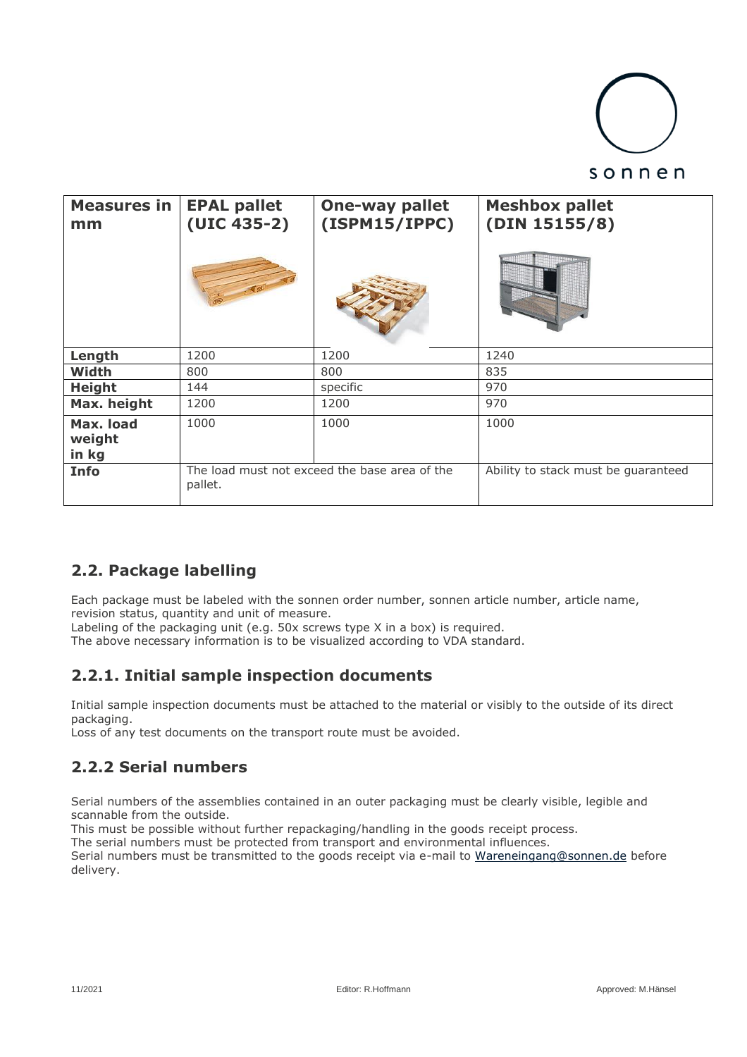| Measures in mm | EPAL pallet (UIC 435-2) | One-way pallet (ISPM15/IPPC) | Meshbox pallet (DIN 15155/8) |
|---|---|---|---|
| Length | 1200 | 1200 | 1240 |
| Width | 800 | 800 | 835 |
| Height | 144 | specific | 970 |
| Max. height | 1200 | 1200 | 970 |
| Max. load weight in kg | 1000 | 1000 | 1000 |
| Info | The load must not exceed the base area of the pallet. | | Ability to stack must be guaranteed |

## 2.2. Package labelling

Each package must be labeled with the sonnen order number, sonnen article number, article name, revision status, quantity and unit of measure.
Labeling of the packaging unit (e.g. 50x screws type X in a box) is required.
The above necessary information is to be visualized according to VDA standard.

## 2.2.1. Initial sample inspection documents

Initial sample inspection documents must be attached to the material or visibly to the outside of its direct packaging.
Loss of any test documents on the transport route must be avoided.

## 2.2.2 Serial numbers

Serial numbers of the assemblies contained in an outer packaging must be clearly visible, legible and scannable from the outside.
This must be possible without further repackaging/handling in the goods receipt process.
The serial numbers must be protected from transport and environmental influences.
Serial numbers must be transmitted to the goods receipt via e-mail to Wareneingang@sonnen.de before delivery.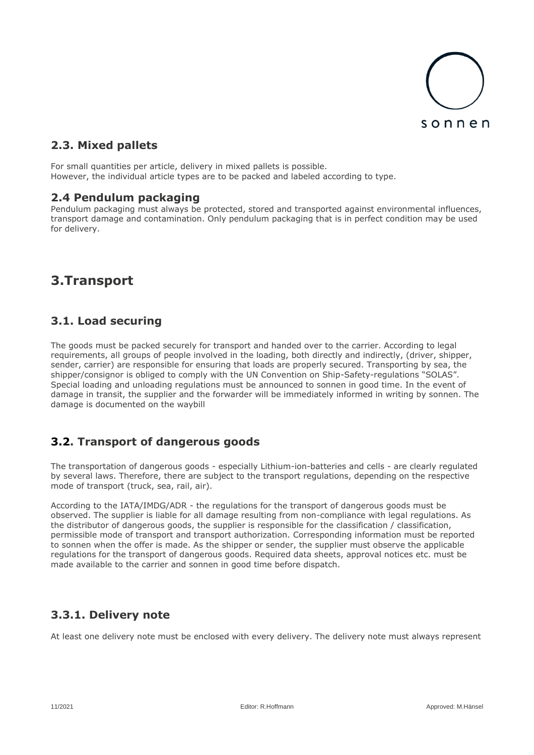## 2.3. Mixed pallets

For small quantities per article, delivery in mixed pallets is possible.
However, the individual article types are to be packed and labeled according to type.

## 2.4 Pendulum packaging

Pendulum packaging must always be protected, stored and transported against environmental influences, transport damage and contamination. Only pendulum packaging that is in perfect condition may be used for delivery.

# 3.Transport

## 3.1. Load securing

The goods must be packed securely for transport and handed over to the carrier. According to legal requirements, all groups of people involved in the loading, both directly and indirectly, (driver, shipper, sender, carrier) are responsible for ensuring that loads are properly secured. Transporting by sea, the shipper/consignor is obliged to comply with the UN Convention on Ship-Safety-regulations "SOLAS". Special loading and unloading regulations must be announced to sonnen in good time. In the event of damage in transit, the supplier and the forwarder will be immediately informed in writing by sonnen. The damage is documented on the waybill

## 3.2. Transport of dangerous goods

The transportation of dangerous goods - especially Lithium-ion-batteries and cells - are clearly regulated by several laws. Therefore, there are subject to the transport regulations, depending on the respective mode of transport (truck, sea, rail, air).

According to the IATA/IMDG/ADR - the regulations for the transport of dangerous goods must be observed. The supplier is liable for all damage resulting from non-compliance with legal regulations. As the distributor of dangerous goods, the supplier is responsible for the classification / classification, permissible mode of transport and transport authorization. Corresponding information must be reported to sonnen when the offer is made. As the shipper or sender, the supplier must observe the applicable regulations for the transport of dangerous goods. Required data sheets, approval notices etc. must be made available to the carrier and sonnen in good time before dispatch.

## 3.3.1. Delivery note

At least one delivery note must be enclosed with every delivery. The delivery note must always represent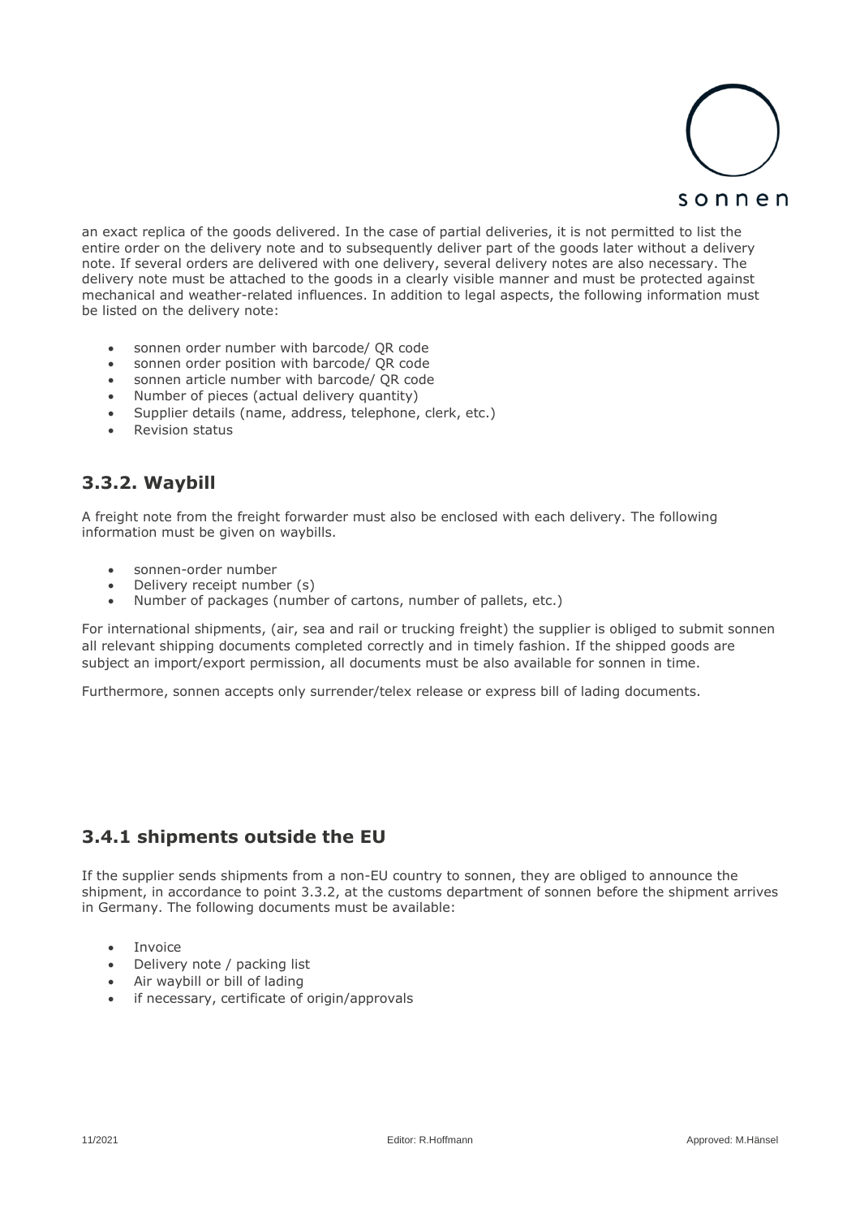an exact replica of the goods delivered. In the case of partial deliveries, it is not permitted to list the entire order on the delivery note and to subsequently deliver part of the goods later without a delivery note. If several orders are delivered with one delivery, several delivery notes are also necessary. The delivery note must be attached to the goods in a clearly visible manner and must be protected against mechanical and weather-related influences. In addition to legal aspects, the following information must be listed on the delivery note:

- sonnen order number with barcode/ QR code
- sonnen order position with barcode/ QR code
- sonnen article number with barcode/ QR code
- Number of pieces (actual delivery quantity)
- Supplier details (name, address, telephone, clerk, etc.)
- Revision status

## 3.3.2. Waybill

A freight note from the freight forwarder must also be enclosed with each delivery. The following information must be given on waybills.

- sonnen-order number
- Delivery receipt number (s)
- Number of packages (number of cartons, number of pallets, etc.)

For international shipments, (air, sea and rail or trucking freight) the supplier is obliged to submit sonnen all relevant shipping documents completed correctly and in timely fashion. If the shipped goods are subject an import/export permission, all documents must be also available for sonnen in time.

Furthermore, sonnen accepts only surrender/telex release or express bill of lading documents.

## 3.4.1 shipments outside the EU

If the supplier sends shipments from a non-EU country to sonnen, they are obliged to announce the shipment, in accordance to point 3.3.2, at the customs department of sonnen before the shipment arrives in Germany. The following documents must be available:

- Invoice
- Delivery note / packing list
- Air waybill or bill of lading
- if necessary, certificate of origin/approvals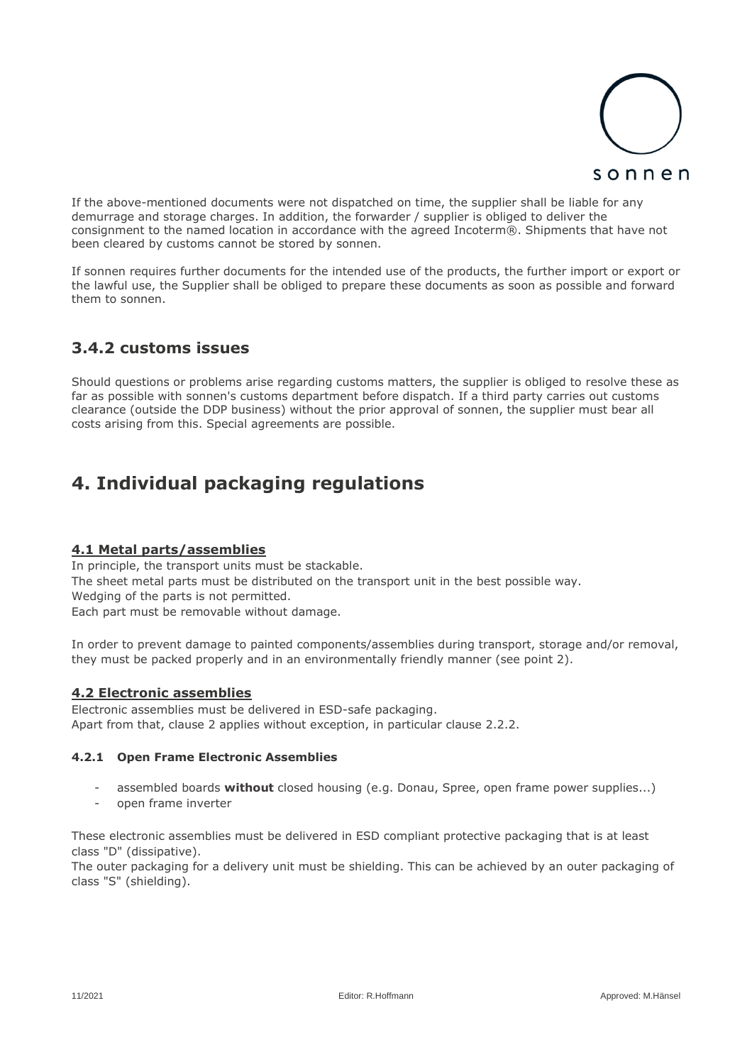If the above-mentioned documents were not dispatched on time, the supplier shall be liable for any demurrage and storage charges. In addition, the forwarder / supplier is obliged to deliver the consignment to the named location in accordance with the agreed Incoterm®. Shipments that have not been cleared by customs cannot be stored by sonnen.

If sonnen requires further documents for the intended use of the products, the further import or export or the lawful use, the Supplier shall be obliged to prepare these documents as soon as possible and forward them to sonnen.

## 3.4.2 customs issues

Should questions or problems arise regarding customs matters, the supplier is obliged to resolve these as far as possible with sonnen's customs department before dispatch. If a third party carries out customs clearance (outside the DDP business) without the prior approval of sonnen, the supplier must bear all costs arising from this. Special agreements are possible.

# 4. Individual packaging regulations

### 4.1 Metal parts/assemblies

In principle, the transport units must be stackable.
The sheet metal parts must be distributed on the transport unit in the best possible way.
Wedging of the parts is not permitted.
Each part must be removable without damage.

In order to prevent damage to painted components/assemblies during transport, storage and/or removal, they must be packed properly and in an environmentally friendly manner (see point 2).

### 4.2 Electronic assemblies

Electronic assemblies must be delivered in ESD-safe packaging.
Apart from that, clause 2 applies without exception, in particular clause 2.2.2.

#### 4.2.1 Open Frame Electronic Assemblies

- assembled boards **without** closed housing (e.g. Donau, Spree, open frame power supplies...)
- open frame inverter

These electronic assemblies must be delivered in ESD compliant protective packaging that is at least class "D" (dissipative).
The outer packaging for a delivery unit must be shielding. This can be achieved by an outer packaging of class "S" (shielding).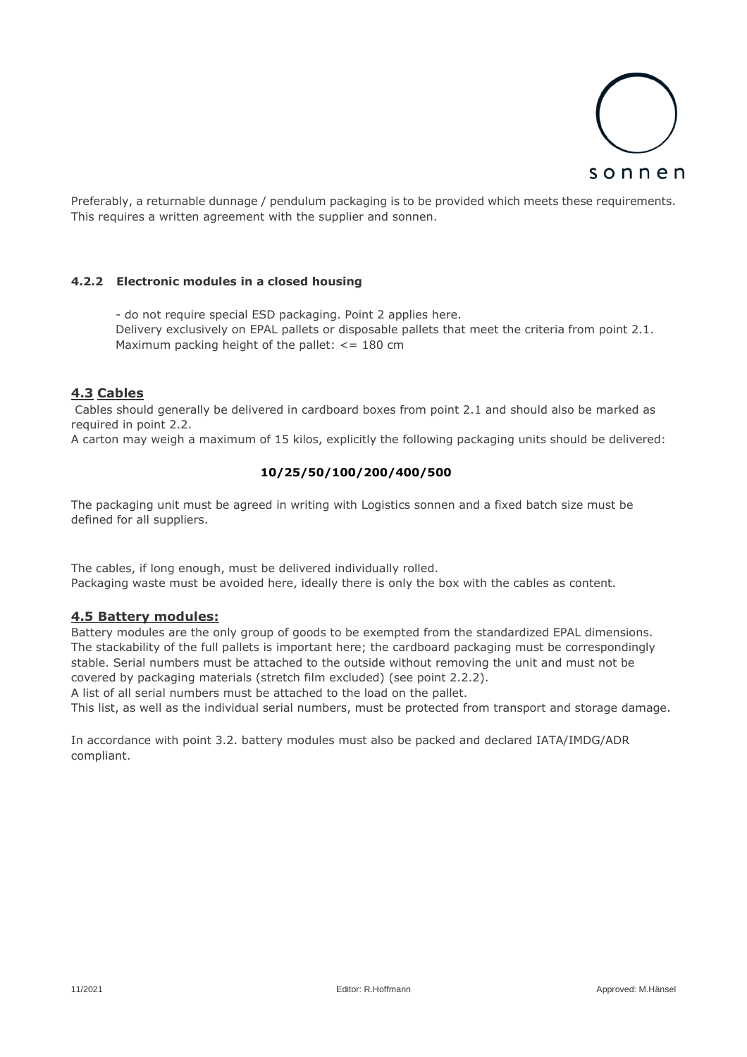Preferably, a returnable dunnage / pendulum packaging is to be provided which meets these requirements. This requires a written agreement with the supplier and sonnen.

#### 4.2.2 Electronic modules in a closed housing

- do not require special ESD packaging. Point 2 applies here.
Delivery exclusively on EPAL pallets or disposable pallets that meet the criteria from point 2.1.
Maximum packing height of the pallet: <= 180 cm

### 4.3 Cables

Cables should generally be delivered in cardboard boxes from point 2.1 and should also be marked as required in point 2.2.
A carton may weigh a maximum of 15 kilos, explicitly the following packaging units should be delivered:

**10/25/50/100/200/400/500**

The packaging unit must be agreed in writing with Logistics sonnen and a fixed batch size must be defined for all suppliers.

The cables, if long enough, must be delivered individually rolled.
Packaging waste must be avoided here, ideally there is only the box with the cables as content.

### 4.5 Battery modules:

Battery modules are the only group of goods to be exempted from the standardized EPAL dimensions. The stackability of the full pallets is important here; the cardboard packaging must be correspondingly stable. Serial numbers must be attached to the outside without removing the unit and must not be covered by packaging materials (stretch film excluded) (see point 2.2.2).
A list of all serial numbers must be attached to the load on the pallet.
This list, as well as the individual serial numbers, must be protected from transport and storage damage.

In accordance with point 3.2. battery modules must also be packed and declared IATA/IMDG/ADR compliant.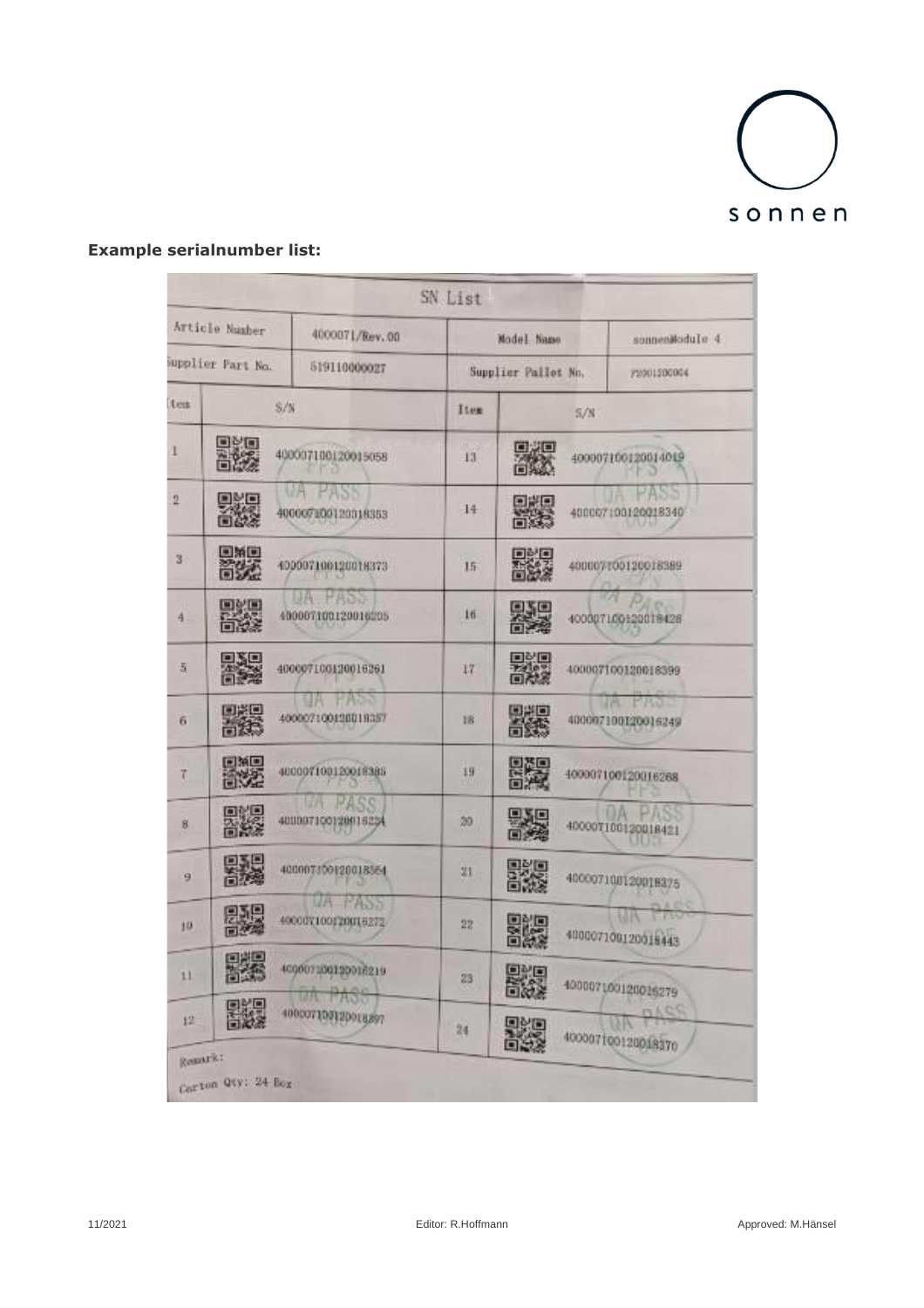**Example serialnumber list:**

| SN List | | | | | |
|---|---|---|---|---|---|
| Article Number | | 4000071/Rev.00 | Model Name | | sonnenModule 4 |
| Supplier Part No. | | 519110000027 | Supplier Pallet No. | | P2001200004 |
| Item | S/N | | Item | S/N | |
| 1 | | 400007100120015058 | 13 | | 400007100120014049 |
| 2 | | 400007100120018353 | 14 | | 400007100120018340 |
| 3 | | 400007100120018373 | 15 | | 400007100120018389 |
| 4 | | 400007100120016235 | 16 | | 400007100120018428 |
| 5 | | 400007100120016261 | 17 | | 400007100120018399 |
| 6 | | 400007100120018357 | 18 | | 400007100120016249 |
| 7 | | 400007100120018385 | 19 | | 400007100120016268 |
| 8 | | 400007100120016224 | 20 | | 400007100120018421 |
| 9 | | 400007100120018364 | 21 | | 400007100120018375 |
| 10 | | 400007100120016272 | 22 | | 400007100120018443 |
| 11 | | 400007100120016219 | 23 | | 400007100120016279 |
| 12 | | 400007100120018397 | 24 | | 400007100120018370 |

Remark:

Carton Qty: 24 Box